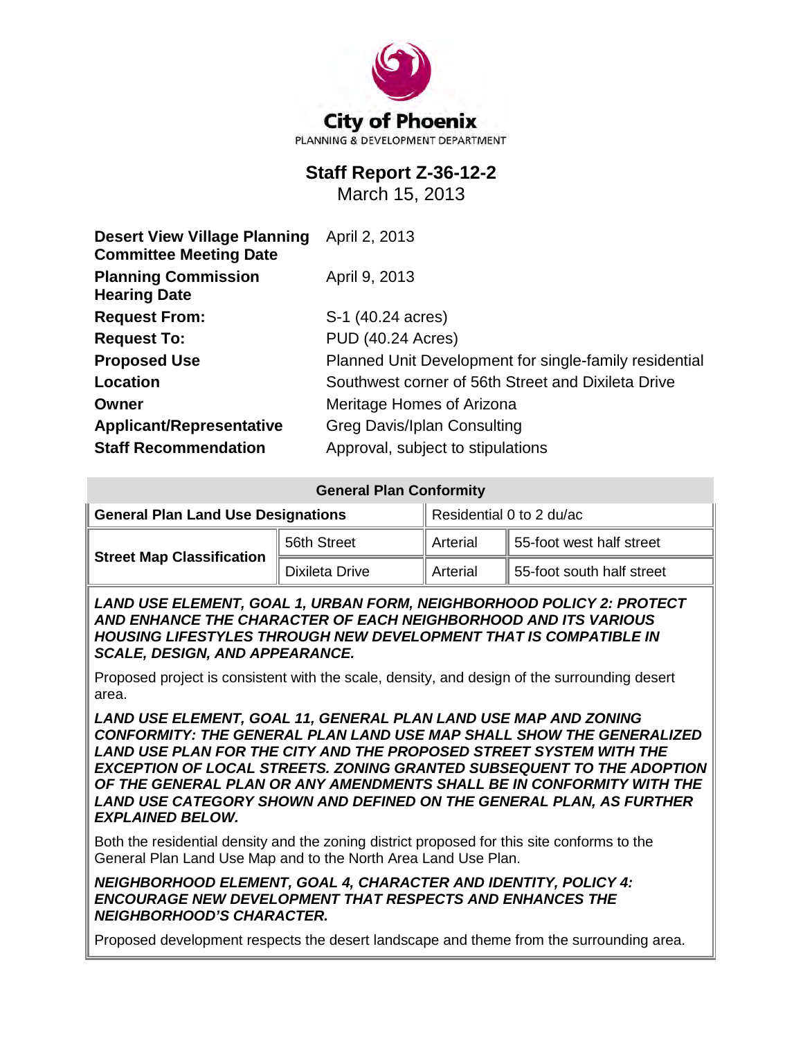City of Phoenix
PLANNING & DEVELOPMENT DEPARTMENT

# Staff Report Z-36-12-2

March 15, 2013

| | |
|---|---|
| **Desert View Village Planning Committee Meeting Date** | April 2, 2013 |
| **Planning Commission Hearing Date** | April 9, 2013 |
| **Request From:** | S-1 (40.24 acres) |
| **Request To:** | PUD (40.24 Acres) |
| **Proposed Use** | Planned Unit Development for single-family residential |
| **Location** | Southwest corner of 56th Street and Dixileta Drive |
| **Owner** | Meritage Homes of Arizona |
| **Applicant/Representative** | Greg Davis/Iplan Consulting |
| **Staff Recommendation** | Approval, subject to stipulations |

| General Plan Conformity | | | |
|---|---|---|---|
| **General Plan Land Use Designations** | | Residential 0 to 2 du/ac | |
| **Street Map Classification** | 56th Street | Arterial | 55-foot west half street |
| | Dixileta Drive | Arterial | 55-foot south half street |

***LAND USE ELEMENT, GOAL 1, URBAN FORM, NEIGHBORHOOD POLICY 2: PROTECT AND ENHANCE THE CHARACTER OF EACH NEIGHBORHOOD AND ITS VARIOUS HOUSING LIFESTYLES THROUGH NEW DEVELOPMENT THAT IS COMPATIBLE IN SCALE, DESIGN, AND APPEARANCE.***

Proposed project is consistent with the scale, density, and design of the surrounding desert area.

***LAND USE ELEMENT, GOAL 11, GENERAL PLAN LAND USE MAP AND ZONING CONFORMITY: THE GENERAL PLAN LAND USE MAP SHALL SHOW THE GENERALIZED LAND USE PLAN FOR THE CITY AND THE PROPOSED STREET SYSTEM WITH THE EXCEPTION OF LOCAL STREETS. ZONING GRANTED SUBSEQUENT TO THE ADOPTION OF THE GENERAL PLAN OR ANY AMENDMENTS SHALL BE IN CONFORMITY WITH THE LAND USE CATEGORY SHOWN AND DEFINED ON THE GENERAL PLAN, AS FURTHER EXPLAINED BELOW.***

Both the residential density and the zoning district proposed for this site conforms to the General Plan Land Use Map and to the North Area Land Use Plan.

***NEIGHBORHOOD ELEMENT, GOAL 4, CHARACTER AND IDENTITY, POLICY 4: ENCOURAGE NEW DEVELOPMENT THAT RESPECTS AND ENHANCES THE NEIGHBORHOOD'S CHARACTER.***

Proposed development respects the desert landscape and theme from the surrounding area.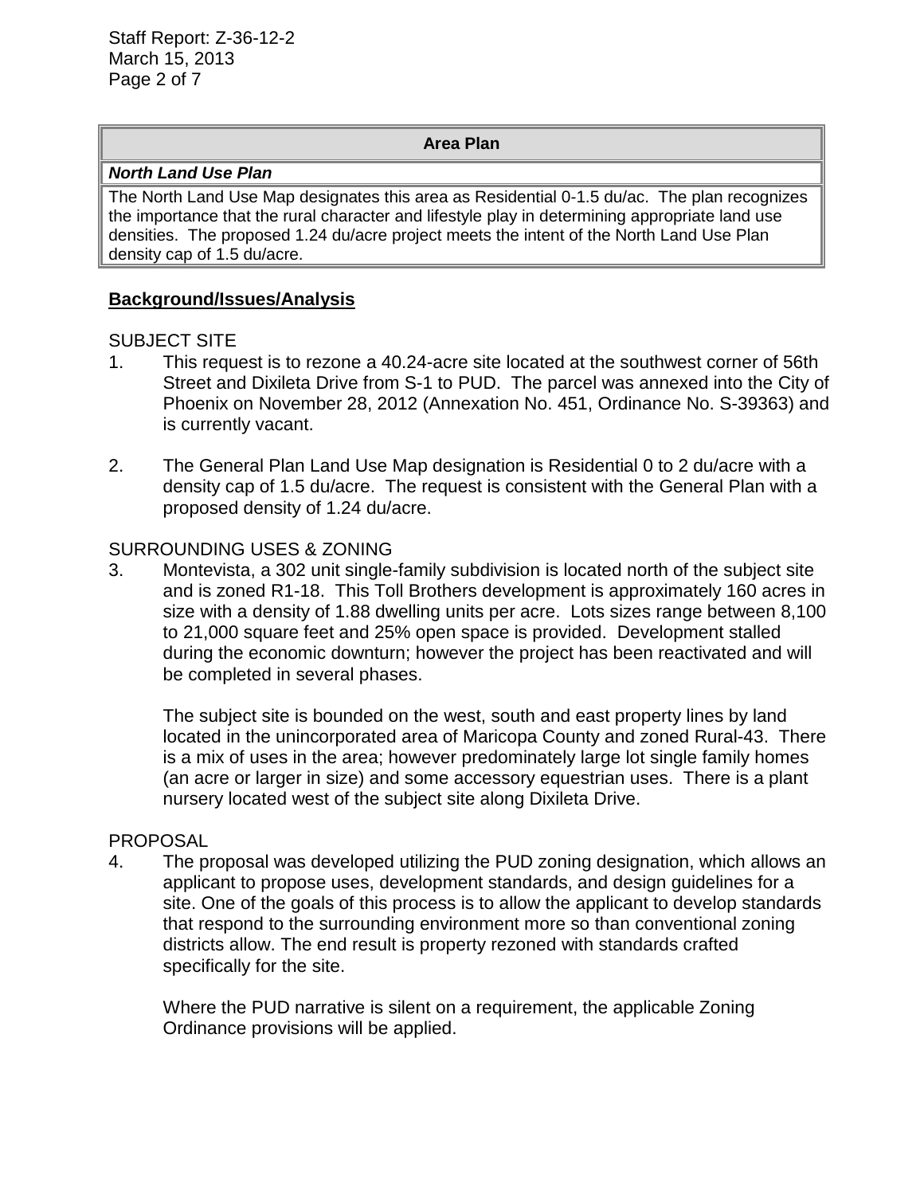| Area Plan |
| --- |
| ***North Land Use Plan*** |
| The North Land Use Map designates this area as Residential 0-1.5 du/ac. The plan recognizes the importance that the rural character and lifestyle play in determining appropriate land use densities. The proposed 1.24 du/acre project meets the intent of the North Land Use Plan density cap of 1.5 du/acre. |

## Background/Issues/Analysis

SUBJECT SITE

1. This request is to rezone a 40.24-acre site located at the southwest corner of 56th Street and Dixileta Drive from S-1 to PUD. The parcel was annexed into the City of Phoenix on November 28, 2012 (Annexation No. 451, Ordinance No. S-39363) and is currently vacant.

2. The General Plan Land Use Map designation is Residential 0 to 2 du/acre with a density cap of 1.5 du/acre. The request is consistent with the General Plan with a proposed density of 1.24 du/acre.

SURROUNDING USES & ZONING

3. Montevista, a 302 unit single-family subdivision is located north of the subject site and is zoned R1-18. This Toll Brothers development is approximately 160 acres in size with a density of 1.88 dwelling units per acre. Lots sizes range between 8,100 to 21,000 square feet and 25% open space is provided. Development stalled during the economic downturn; however the project has been reactivated and will be completed in several phases.

   The subject site is bounded on the west, south and east property lines by land located in the unincorporated area of Maricopa County and zoned Rural-43. There is a mix of uses in the area; however predominately large lot single family homes (an acre or larger in size) and some accessory equestrian uses. There is a plant nursery located west of the subject site along Dixileta Drive.

PROPOSAL

4. The proposal was developed utilizing the PUD zoning designation, which allows an applicant to propose uses, development standards, and design guidelines for a site. One of the goals of this process is to allow the applicant to develop standards that respond to the surrounding environment more so than conventional zoning districts allow. The end result is property rezoned with standards crafted specifically for the site.

   Where the PUD narrative is silent on a requirement, the applicable Zoning Ordinance provisions will be applied.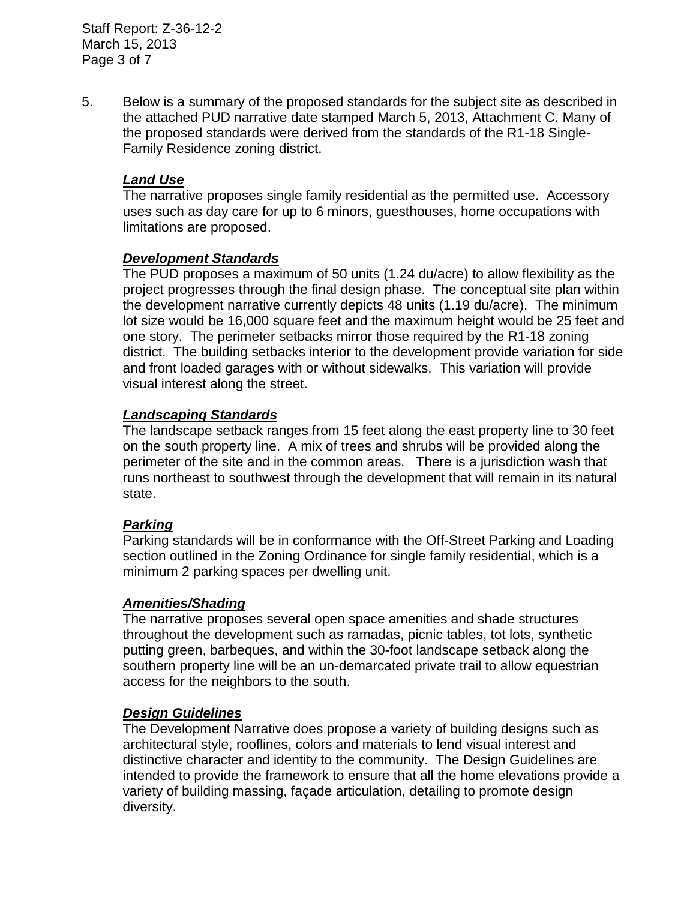5. Below is a summary of the proposed standards for the subject site as described in the attached PUD narrative date stamped March 5, 2013, Attachment C. Many of the proposed standards were derived from the standards of the R1-18 Single-Family Residence zoning district.

***Land Use***

The narrative proposes single family residential as the permitted use. Accessory uses such as day care for up to 6 minors, guesthouses, home occupations with limitations are proposed.

***Development Standards***

The PUD proposes a maximum of 50 units (1.24 du/acre) to allow flexibility as the project progresses through the final design phase. The conceptual site plan within the development narrative currently depicts 48 units (1.19 du/acre). The minimum lot size would be 16,000 square feet and the maximum height would be 25 feet and one story. The perimeter setbacks mirror those required by the R1-18 zoning district. The building setbacks interior to the development provide variation for side and front loaded garages with or without sidewalks. This variation will provide visual interest along the street.

***Landscaping Standards***

The landscape setback ranges from 15 feet along the east property line to 30 feet on the south property line. A mix of trees and shrubs will be provided along the perimeter of the site and in the common areas. There is a jurisdiction wash that runs northeast to southwest through the development that will remain in its natural state.

***Parking***

Parking standards will be in conformance with the Off-Street Parking and Loading section outlined in the Zoning Ordinance for single family residential, which is a minimum 2 parking spaces per dwelling unit.

***Amenities/Shading***

The narrative proposes several open space amenities and shade structures throughout the development such as ramadas, picnic tables, tot lots, synthetic putting green, barbeques, and within the 30-foot landscape setback along the southern property line will be an un-demarcated private trail to allow equestrian access for the neighbors to the south.

***Design Guidelines***

The Development Narrative does propose a variety of building designs such as architectural style, rooflines, colors and materials to lend visual interest and distinctive character and identity to the community. The Design Guidelines are intended to provide the framework to ensure that all the home elevations provide a variety of building massing, façade articulation, detailing to promote design diversity.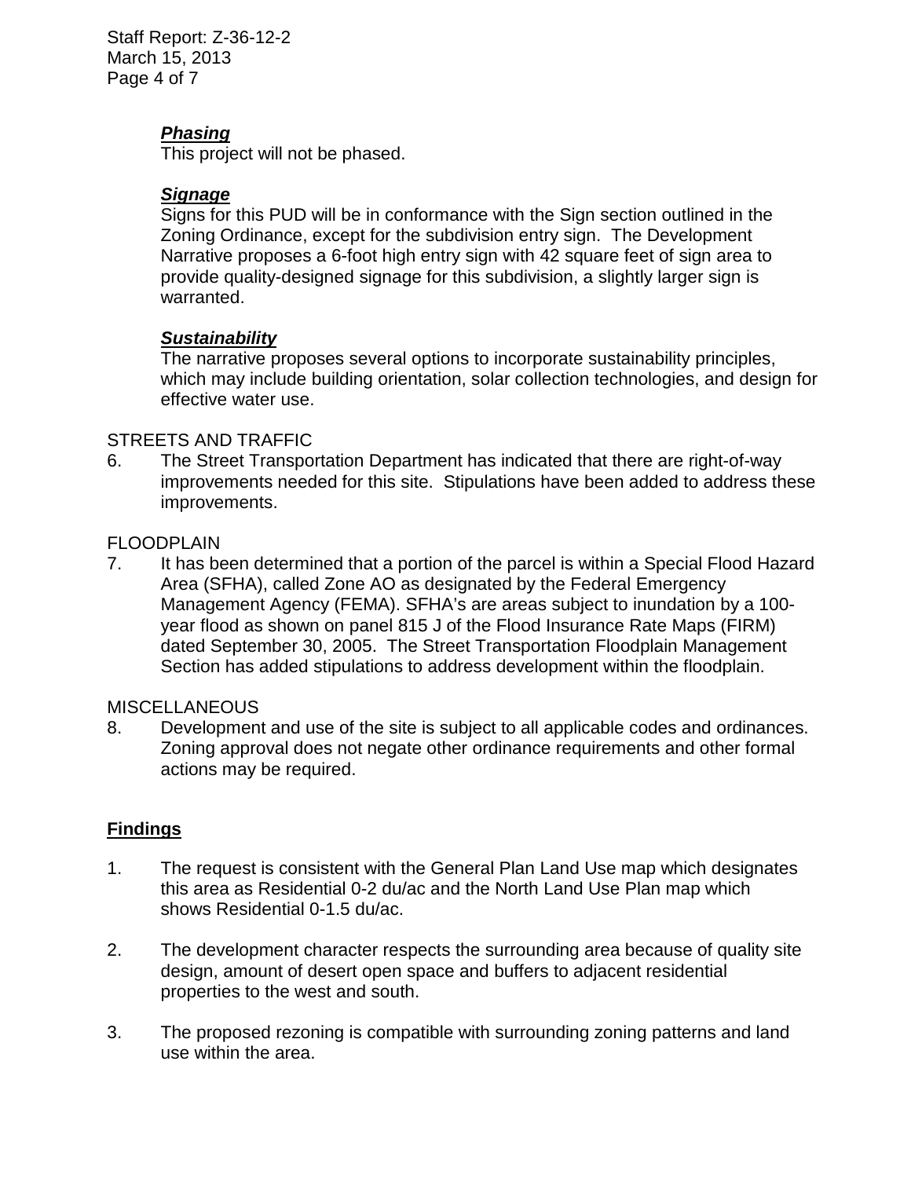***Phasing***

This project will not be phased.

***Signage***

Signs for this PUD will be in conformance with the Sign section outlined in the Zoning Ordinance, except for the subdivision entry sign. The Development Narrative proposes a 6-foot high entry sign with 42 square feet of sign area to provide quality-designed signage for this subdivision, a slightly larger sign is warranted.

***Sustainability***

The narrative proposes several options to incorporate sustainability principles, which may include building orientation, solar collection technologies, and design for effective water use.

STREETS AND TRAFFIC

6. The Street Transportation Department has indicated that there are right-of-way improvements needed for this site. Stipulations have been added to address these improvements.

FLOODPLAIN

7. It has been determined that a portion of the parcel is within a Special Flood Hazard Area (SFHA), called Zone AO as designated by the Federal Emergency Management Agency (FEMA). SFHA's are areas subject to inundation by a 100-year flood as shown on panel 815 J of the Flood Insurance Rate Maps (FIRM) dated September 30, 2005. The Street Transportation Floodplain Management Section has added stipulations to address development within the floodplain.

MISCELLANEOUS

8. Development and use of the site is subject to all applicable codes and ordinances. Zoning approval does not negate other ordinance requirements and other formal actions may be required.

## **Findings**

1. The request is consistent with the General Plan Land Use map which designates this area as Residential 0-2 du/ac and the North Land Use Plan map which shows Residential 0-1.5 du/ac.

2. The development character respects the surrounding area because of quality site design, amount of desert open space and buffers to adjacent residential properties to the west and south.

3. The proposed rezoning is compatible with surrounding zoning patterns and land use within the area.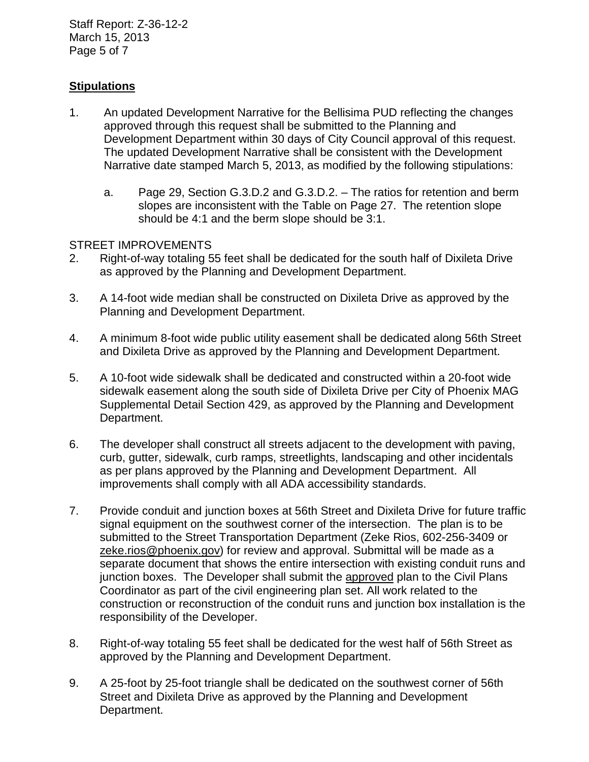**Stipulations**

1. An updated Development Narrative for the Bellisima PUD reflecting the changes approved through this request shall be submitted to the Planning and Development Department within 30 days of City Council approval of this request. The updated Development Narrative shall be consistent with the Development Narrative date stamped March 5, 2013, as modified by the following stipulations:

    a. Page 29, Section G.3.D.2 and G.3.D.2. – The ratios for retention and berm slopes are inconsistent with the Table on Page 27. The retention slope should be 4:1 and the berm slope should be 3:1.

STREET IMPROVEMENTS

2. Right-of-way totaling 55 feet shall be dedicated for the south half of Dixileta Drive as approved by the Planning and Development Department.

3. A 14-foot wide median shall be constructed on Dixileta Drive as approved by the Planning and Development Department.

4. A minimum 8-foot wide public utility easement shall be dedicated along 56th Street and Dixileta Drive as approved by the Planning and Development Department.

5. A 10-foot wide sidewalk shall be dedicated and constructed within a 20-foot wide sidewalk easement along the south side of Dixileta Drive per City of Phoenix MAG Supplemental Detail Section 429, as approved by the Planning and Development Department.

6. The developer shall construct all streets adjacent to the development with paving, curb, gutter, sidewalk, curb ramps, streetlights, landscaping and other incidentals as per plans approved by the Planning and Development Department. All improvements shall comply with all ADA accessibility standards.

7. Provide conduit and junction boxes at 56th Street and Dixileta Drive for future traffic signal equipment on the southwest corner of the intersection. The plan is to be submitted to the Street Transportation Department (Zeke Rios, 602-256-3409 or zeke.rios@phoenix.gov) for review and approval. Submittal will be made as a separate document that shows the entire intersection with existing conduit runs and junction boxes. The Developer shall submit the approved plan to the Civil Plans Coordinator as part of the civil engineering plan set. All work related to the construction or reconstruction of the conduit runs and junction box installation is the responsibility of the Developer.

8. Right-of-way totaling 55 feet shall be dedicated for the west half of 56th Street as approved by the Planning and Development Department.

9. A 25-foot by 25-foot triangle shall be dedicated on the southwest corner of 56th Street and Dixileta Drive as approved by the Planning and Development Department.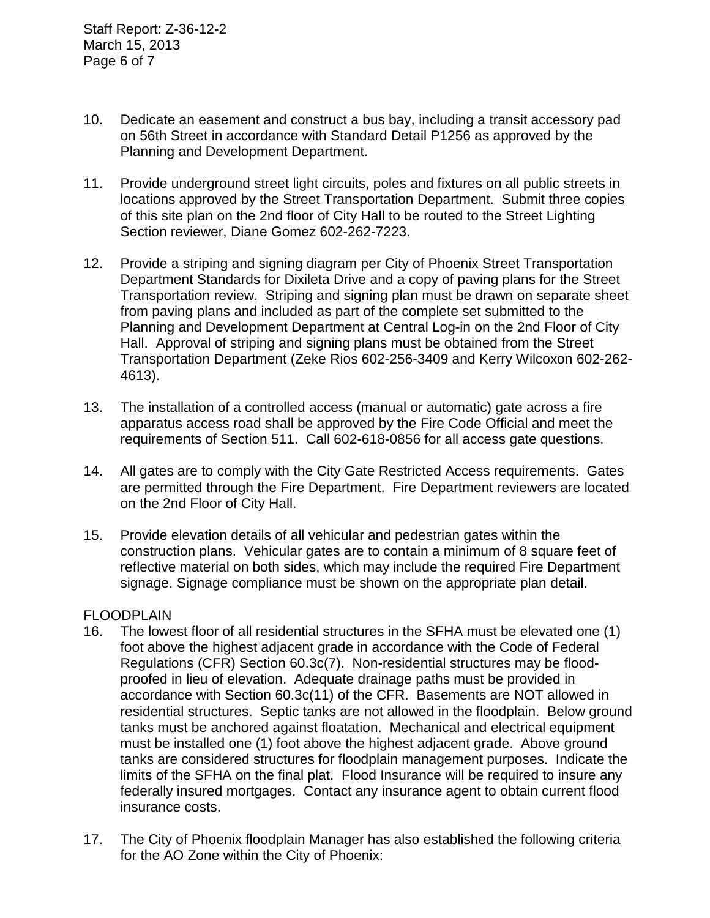10. Dedicate an easement and construct a bus bay, including a transit accessory pad on 56th Street in accordance with Standard Detail P1256 as approved by the Planning and Development Department.

11. Provide underground street light circuits, poles and fixtures on all public streets in locations approved by the Street Transportation Department. Submit three copies of this site plan on the 2nd floor of City Hall to be routed to the Street Lighting Section reviewer, Diane Gomez 602-262-7223.

12. Provide a striping and signing diagram per City of Phoenix Street Transportation Department Standards for Dixileta Drive and a copy of paving plans for the Street Transportation review. Striping and signing plan must be drawn on separate sheet from paving plans and included as part of the complete set submitted to the Planning and Development Department at Central Log-in on the 2nd Floor of City Hall. Approval of striping and signing plans must be obtained from the Street Transportation Department (Zeke Rios 602-256-3409 and Kerry Wilcoxon 602-262-4613).

13. The installation of a controlled access (manual or automatic) gate across a fire apparatus access road shall be approved by the Fire Code Official and meet the requirements of Section 511. Call 602-618-0856 for all access gate questions.

14. All gates are to comply with the City Gate Restricted Access requirements. Gates are permitted through the Fire Department. Fire Department reviewers are located on the 2nd Floor of City Hall.

15. Provide elevation details of all vehicular and pedestrian gates within the construction plans. Vehicular gates are to contain a minimum of 8 square feet of reflective material on both sides, which may include the required Fire Department signage. Signage compliance must be shown on the appropriate plan detail.

FLOODPLAIN

16. The lowest floor of all residential structures in the SFHA must be elevated one (1) foot above the highest adjacent grade in accordance with the Code of Federal Regulations (CFR) Section 60.3c(7). Non-residential structures may be flood-proofed in lieu of elevation. Adequate drainage paths must be provided in accordance with Section 60.3c(11) of the CFR. Basements are NOT allowed in residential structures. Septic tanks are not allowed in the floodplain. Below ground tanks must be anchored against floatation. Mechanical and electrical equipment must be installed one (1) foot above the highest adjacent grade. Above ground tanks are considered structures for floodplain management purposes. Indicate the limits of the SFHA on the final plat. Flood Insurance will be required to insure any federally insured mortgages. Contact any insurance agent to obtain current flood insurance costs.

17. The City of Phoenix floodplain Manager has also established the following criteria for the AO Zone within the City of Phoenix: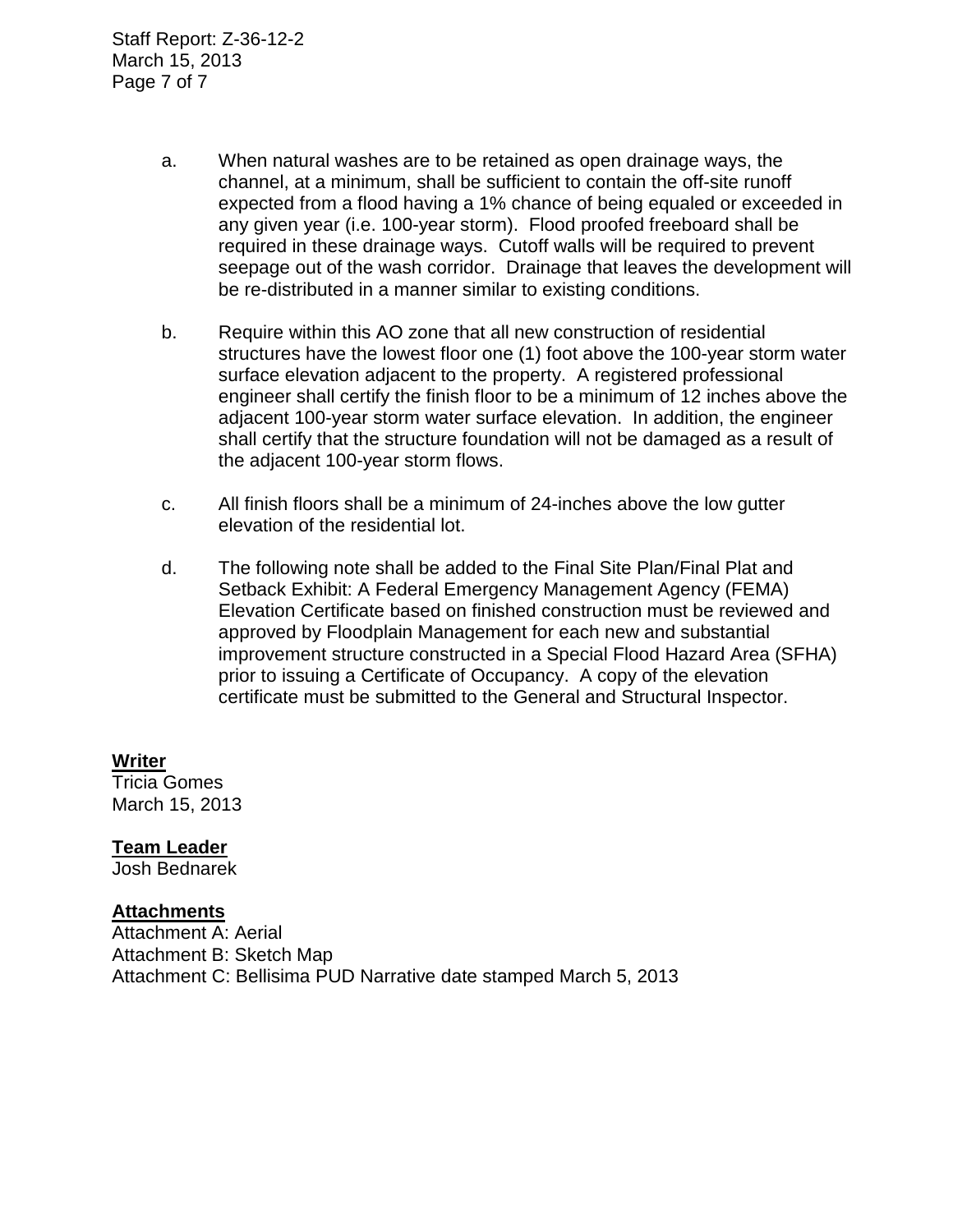a. When natural washes are to be retained as open drainage ways, the channel, at a minimum, shall be sufficient to contain the off-site runoff expected from a flood having a 1% chance of being equaled or exceeded in any given year (i.e. 100-year storm). Flood proofed freeboard shall be required in these drainage ways. Cutoff walls will be required to prevent seepage out of the wash corridor. Drainage that leaves the development will be re-distributed in a manner similar to existing conditions.

b. Require within this AO zone that all new construction of residential structures have the lowest floor one (1) foot above the 100-year storm water surface elevation adjacent to the property. A registered professional engineer shall certify the finish floor to be a minimum of 12 inches above the adjacent 100-year storm water surface elevation. In addition, the engineer shall certify that the structure foundation will not be damaged as a result of the adjacent 100-year storm flows.

c. All finish floors shall be a minimum of 24-inches above the low gutter elevation of the residential lot.

d. The following note shall be added to the Final Site Plan/Final Plat and Setback Exhibit: A Federal Emergency Management Agency (FEMA) Elevation Certificate based on finished construction must be reviewed and approved by Floodplain Management for each new and substantial improvement structure constructed in a Special Flood Hazard Area (SFHA) prior to issuing a Certificate of Occupancy. A copy of the elevation certificate must be submitted to the General and Structural Inspector.

**Writer**
Tricia Gomes
March 15, 2013

**Team Leader**
Josh Bednarek

**Attachments**
Attachment A: Aerial
Attachment B: Sketch Map
Attachment C: Bellisima PUD Narrative date stamped March 5, 2013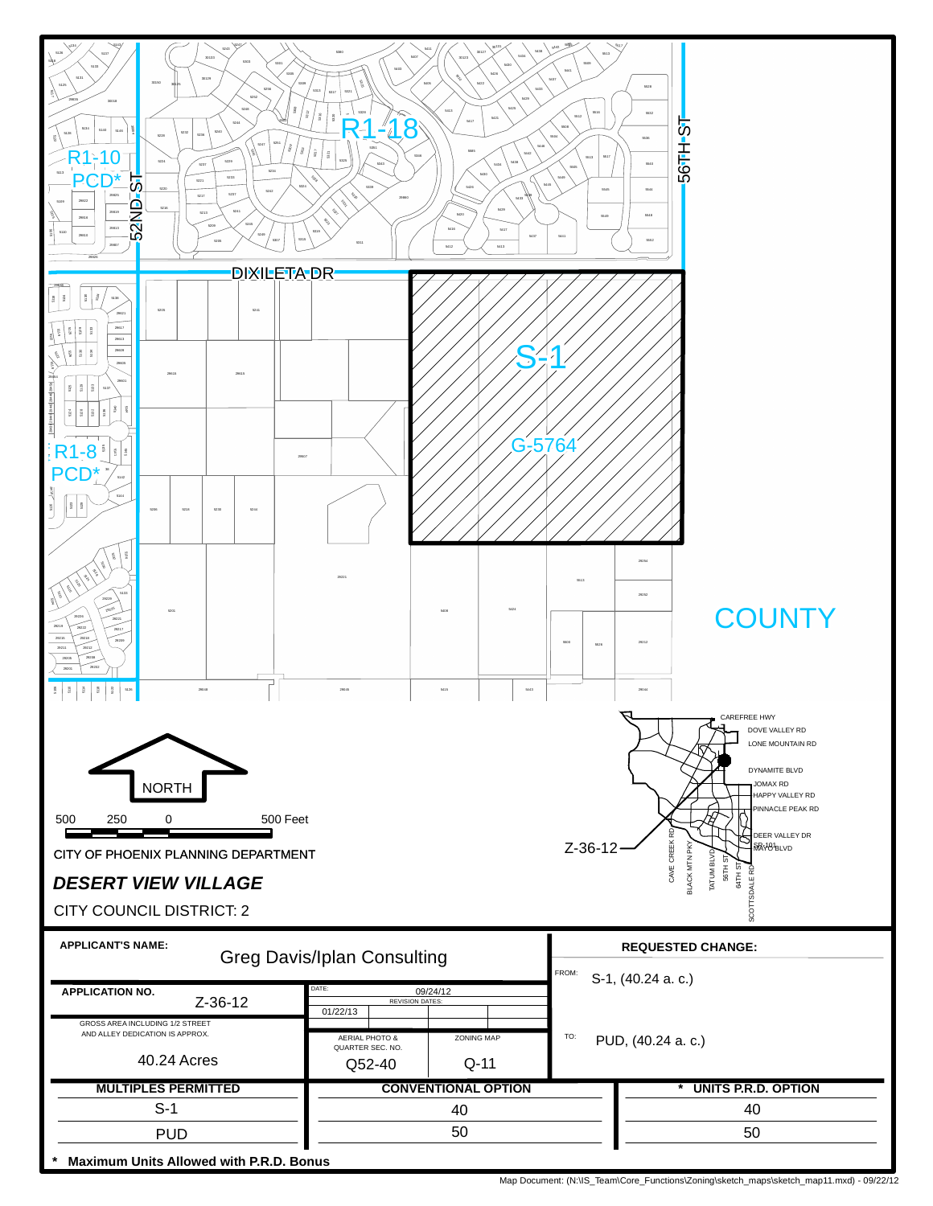R1-18

R1-10 PCD*

52ND ST

56TH ST

DIXILETA DR

S-1

G-5764

R1-8 PCD*

COUNTY

NORTH

500 250 0 500 Feet

CAREFREE HWY
DOVE VALLEY RD
LONE MOUNTAIN RD
DYNAMITE BLVD
JOMAX RD
HAPPY VALLEY RD
PINNACLE PEAK RD
DEER VALLEY DR
SR-101
MAYO BLVD
CAVE CREEK RD
BLACK MTN PKY
TATUM BLVD
56TH ST
64TH ST
SCOTTSDALE RD

Z-36-12

CITY OF PHOENIX PLANNING DEPARTMENT

***DESERT VIEW VILLAGE***

CITY COUNCIL DISTRICT: 2

| **APPLICANT'S NAME:** Greg Davis/Iplan Consulting | | | **REQUESTED CHANGE:** |
|---|---|---|---|
| **APPLICATION NO.** Z-36-12 | DATE: 09/24/12 REVISION DATES: 01/22/13 | | FROM: S-1, (40.24 a. c.) |
| GROSS AREA INCLUDING 1/2 STREET AND ALLEY DEDICATION IS APPROX. 40.24 Acres | AERIAL PHOTO & QUARTER SEC. NO. Q52-40 | ZONING MAP Q-11 | TO: PUD, (40.24 a. c.) |

| MULTIPLES PERMITTED | CONVENTIONAL OPTION | * UNITS P.R.D. OPTION |
|---|---|---|
| S-1 | 40 | 40 |
| PUD | 50 | 50 |

\* **Maximum Units Allowed with P.R.D. Bonus**

Map Document: (N:\IS_Team\Core_Functions\Zoning\sketch_maps\sketch_map11.mxd) - 09/22/12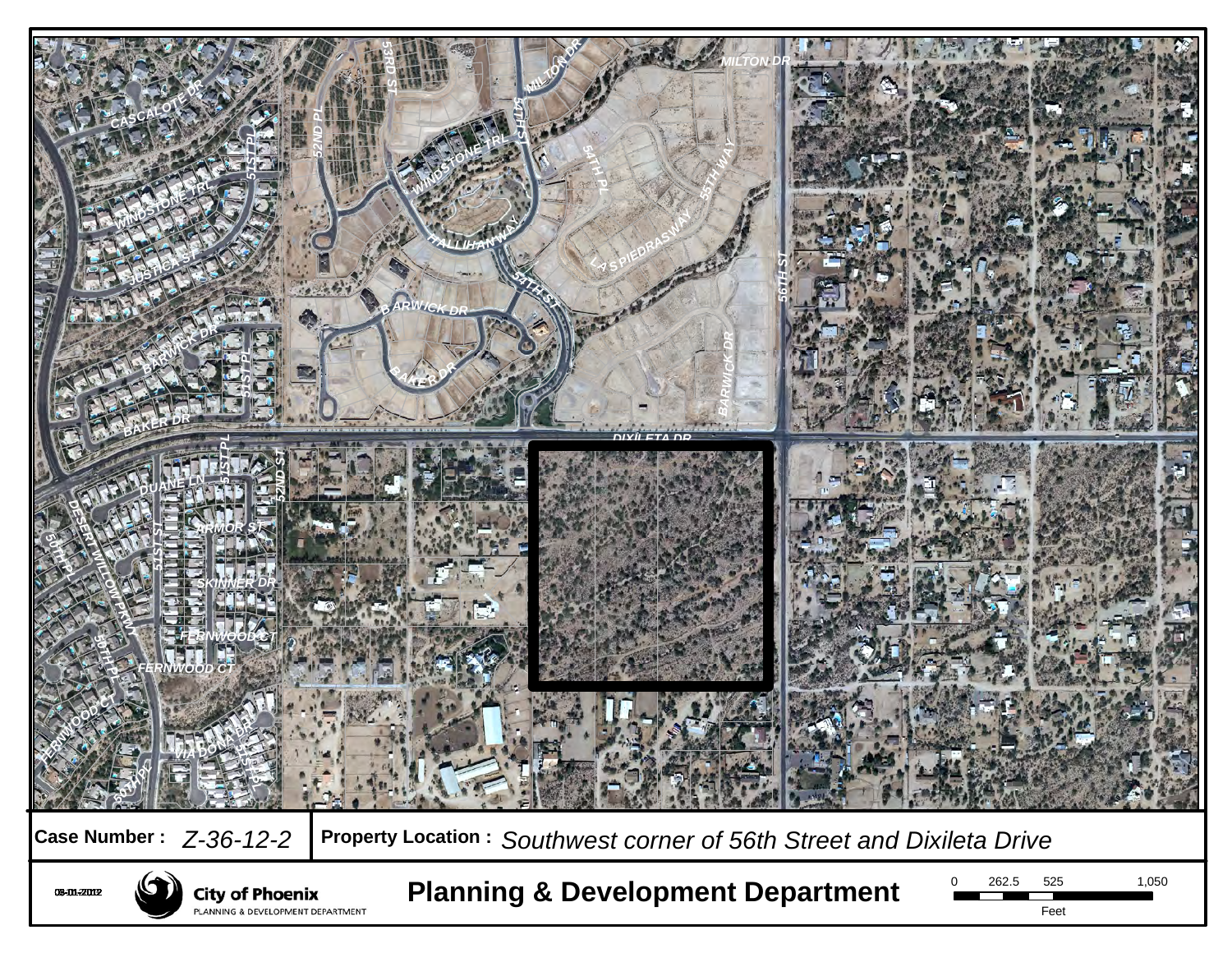**Case Number :** *Z-36-12-2*

**Property Location :** *Southwest corner of 56th Street and Dixileta Drive*

08-01-2012

City of Phoenix
PLANNING & DEVELOPMENT DEPARTMENT

## Planning & Development Department

0 262.5 525 1,050
Feet